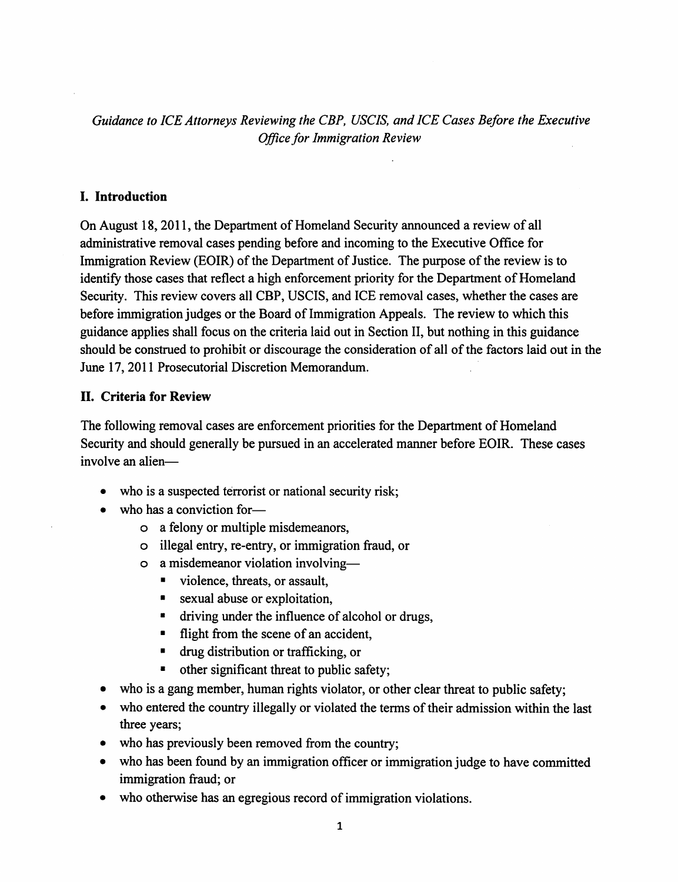*Guidance to ICE Attorneys Reviewing the CBP, USCIS, and ICE Cases Before the Executive Office for Immigration Review*

## I. Introduction

On August 18, 2011, the Department of Homeland Security announced a review of all administrative removal cases pending before and incoming to the Executive Office for Immigration Review (EOIR) of the Department of Justice. The purpose of the review is to identify those cases that reflect a high enforcement priority for the Department of Homeland Security. This review covers all CBP, USCIS, and ICE removal cases, whether the cases are before immigration judges or the Board of Immigration Appeals. The review to which this guidance applies shall focus on the criteria laid out in Section II, but nothing in this guidance should be construed to prohibit or discourage the consideration of all of the factors laid out in the June 17, 2011 Prosecutorial Discretion Memorandum.

## II. Criteria for Review

The following removal cases are enforcement priorities for the Department of Homeland Security and should generally be pursued in an accelerated manner before EOIR. These cases involve an alien—

- who is a suspected terrorist or national security risk;
- who has a conviction for—
  - a felony or multiple misdemeanors,
  - illegal entry, re-entry, or immigration fraud, or
  - a misdemeanor violation involving—
    - violence, threats, or assault,
    - sexual abuse or exploitation,
    - driving under the influence of alcohol or drugs,
    - flight from the scene of an accident,
    - drug distribution or trafficking, or
    - other significant threat to public safety;
- who is a gang member, human rights violator, or other clear threat to public safety;
- who entered the country illegally or violated the terms of their admission within the last three years;
- who has previously been removed from the country;
- who has been found by an immigration officer or immigration judge to have committed immigration fraud; or
- who otherwise has an egregious record of immigration violations.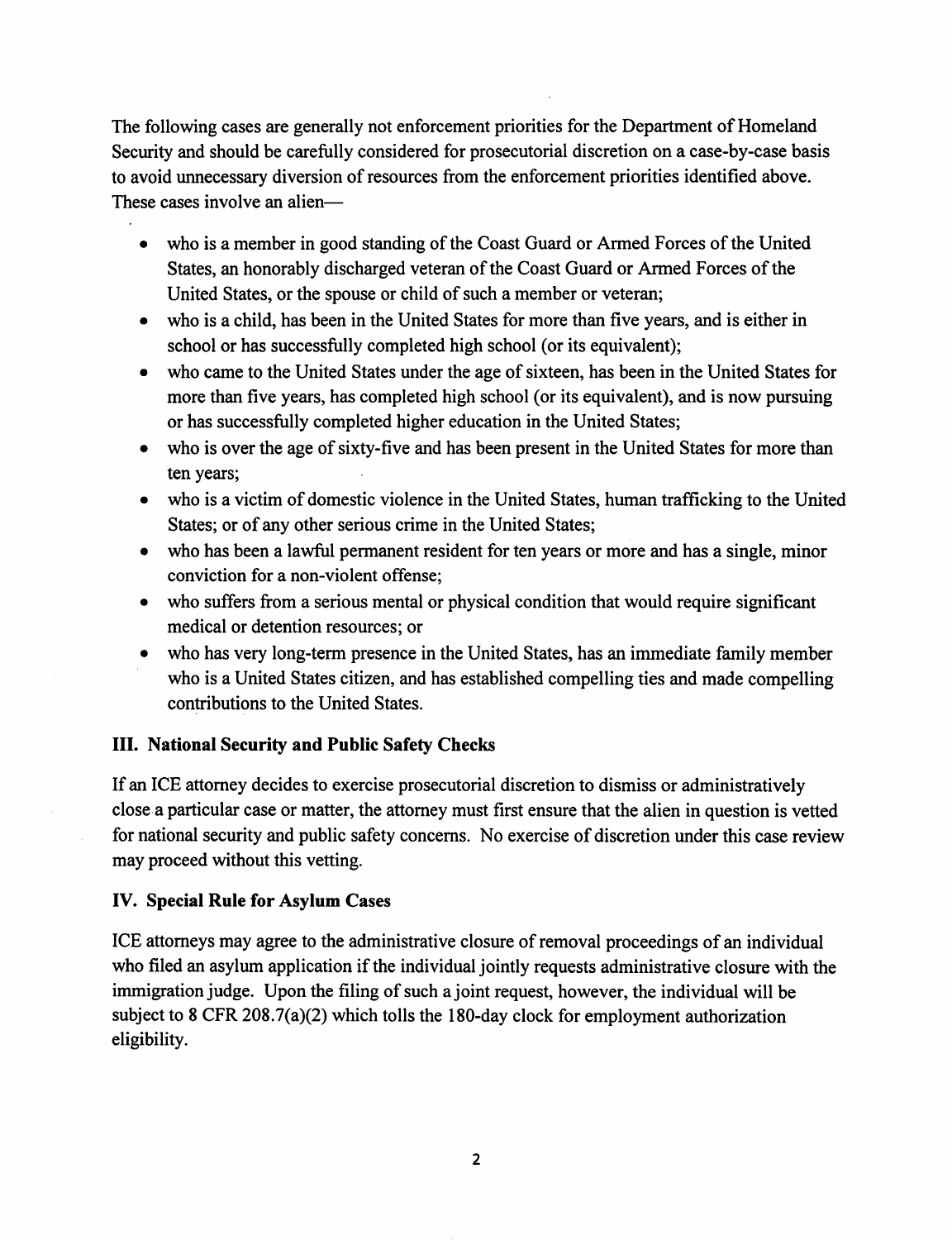The following cases are generally not enforcement priorities for the Department of Homeland Security and should be carefully considered for prosecutorial discretion on a case-by-case basis to avoid unnecessary diversion of resources from the enforcement priorities identified above. These cases involve an alien—

- who is a member in good standing of the Coast Guard or Armed Forces of the United States, an honorably discharged veteran of the Coast Guard or Armed Forces of the United States, or the spouse or child of such a member or veteran;
- who is a child, has been in the United States for more than five years, and is either in school or has successfully completed high school (or its equivalent);
- who came to the United States under the age of sixteen, has been in the United States for more than five years, has completed high school (or its equivalent), and is now pursuing or has successfully completed higher education in the United States;
- who is over the age of sixty-five and has been present in the United States for more than ten years;
- who is a victim of domestic violence in the United States, human trafficking to the United States; or of any other serious crime in the United States;
- who has been a lawful permanent resident for ten years or more and has a single, minor conviction for a non-violent offense;
- who suffers from a serious mental or physical condition that would require significant medical or detention resources; or
- who has very long-term presence in the United States, has an immediate family member who is a United States citizen, and has established compelling ties and made compelling contributions to the United States.

### III. National Security and Public Safety Checks

If an ICE attorney decides to exercise prosecutorial discretion to dismiss or administratively close a particular case or matter, the attorney must first ensure that the alien in question is vetted for national security and public safety concerns. No exercise of discretion under this case review may proceed without this vetting.

### IV. Special Rule for Asylum Cases

ICE attorneys may agree to the administrative closure of removal proceedings of an individual who filed an asylum application if the individual jointly requests administrative closure with the immigration judge. Upon the filing of such a joint request, however, the individual will be subject to 8 CFR 208.7(a)(2) which tolls the 180-day clock for employment authorization eligibility.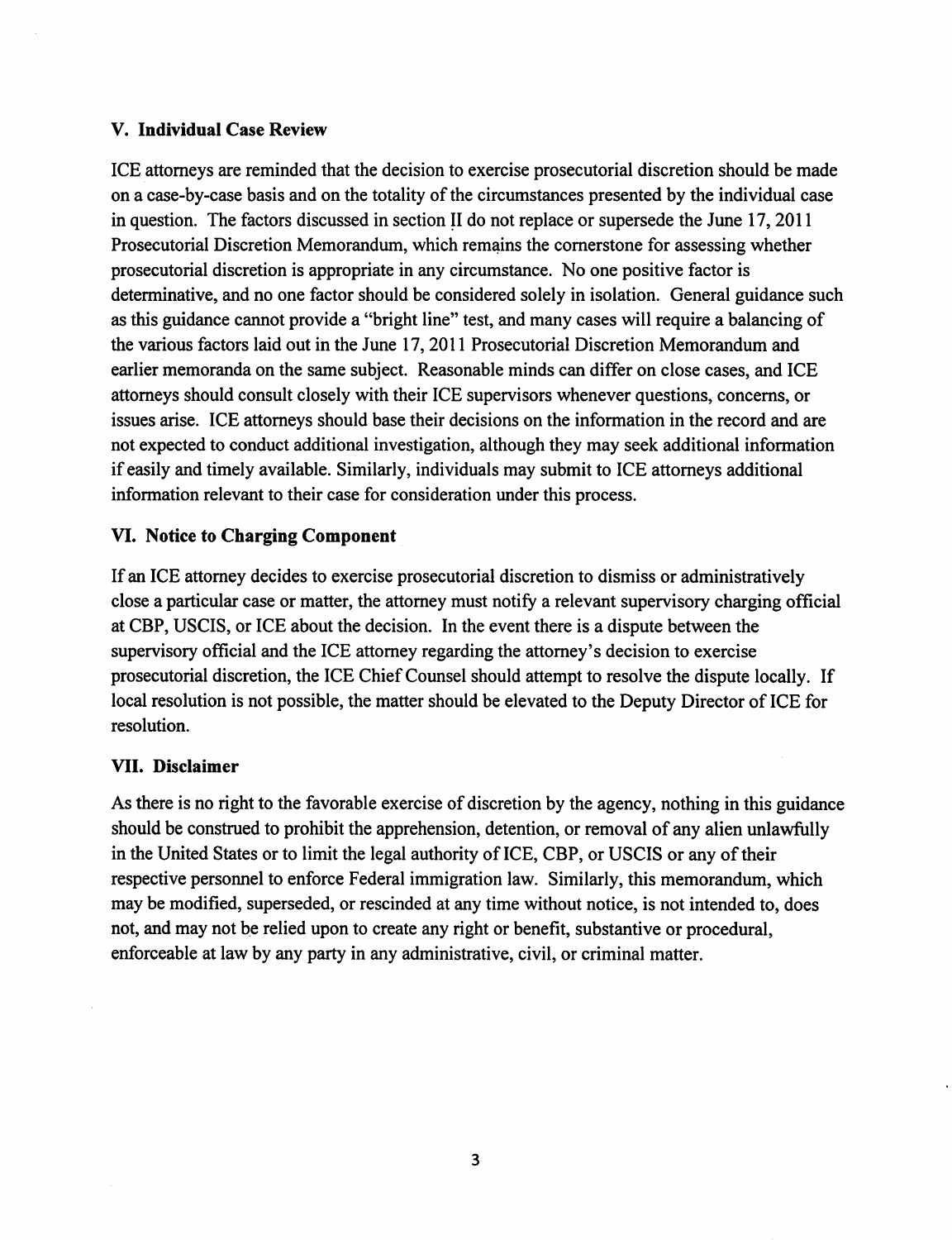### V. Individual Case Review

ICE attorneys are reminded that the decision to exercise prosecutorial discretion should be made on a case-by-case basis and on the totality of the circumstances presented by the individual case in question. The factors discussed in section II do not replace or supersede the June 17, 2011 Prosecutorial Discretion Memorandum, which remains the cornerstone for assessing whether prosecutorial discretion is appropriate in any circumstance. No one positive factor is determinative, and no one factor should be considered solely in isolation. General guidance such as this guidance cannot provide a "bright line" test, and many cases will require a balancing of the various factors laid out in the June 17, 2011 Prosecutorial Discretion Memorandum and earlier memoranda on the same subject. Reasonable minds can differ on close cases, and ICE attorneys should consult closely with their ICE supervisors whenever questions, concerns, or issues arise. ICE attorneys should base their decisions on the information in the record and are not expected to conduct additional investigation, although they may seek additional information if easily and timely available. Similarly, individuals may submit to ICE attorneys additional information relevant to their case for consideration under this process.

### VI. Notice to Charging Component

If an ICE attorney decides to exercise prosecutorial discretion to dismiss or administratively close a particular case or matter, the attorney must notify a relevant supervisory charging official at CBP, USCIS, or ICE about the decision. In the event there is a dispute between the supervisory official and the ICE attorney regarding the attorney's decision to exercise prosecutorial discretion, the ICE Chief Counsel should attempt to resolve the dispute locally. If local resolution is not possible, the matter should be elevated to the Deputy Director of ICE for resolution.

### VII. Disclaimer

As there is no right to the favorable exercise of discretion by the agency, nothing in this guidance should be construed to prohibit the apprehension, detention, or removal of any alien unlawfully in the United States or to limit the legal authority of ICE, CBP, or USCIS or any of their respective personnel to enforce Federal immigration law. Similarly, this memorandum, which may be modified, superseded, or rescinded at any time without notice, is not intended to, does not, and may not be relied upon to create any right or benefit, substantive or procedural, enforceable at law by any party in any administrative, civil, or criminal matter.